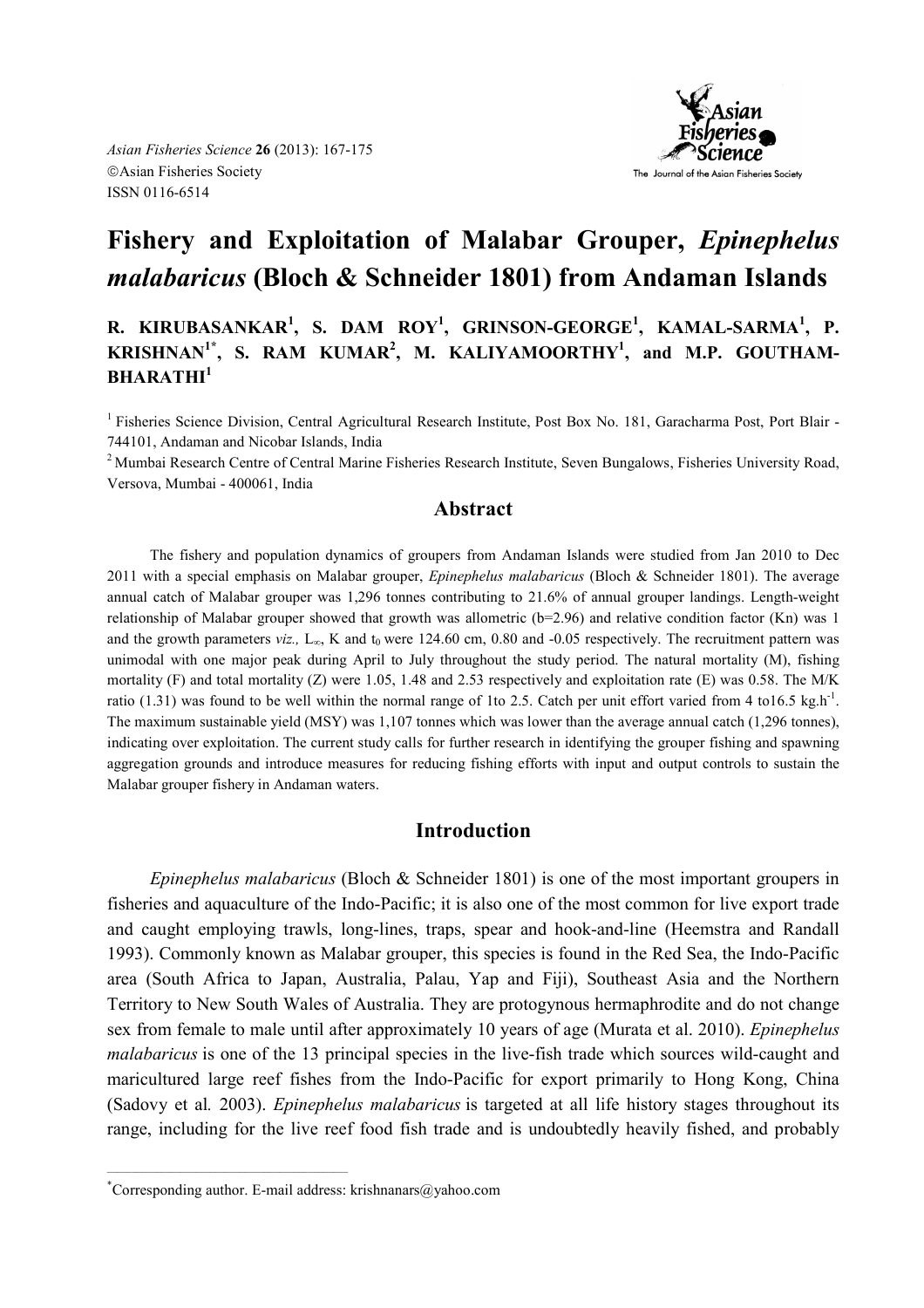Asian Fisheries Science **26** (2013): 167-175
©Asian Fisheries Society
ISSN 0116-6514

# Fishery and Exploitation of Malabar Grouper, *Epinephelus malabaricus* (Bloch & Schneider 1801) from Andaman Islands

**R. KIRUBASANKAR[1], S. DAM ROY[1], GRINSON-GEORGE[1], KAMAL-SARMA[1], P. KRISHNAN[1*], S. RAM KUMAR[2], M. KALIYAMOORTHY[1], and M.P. GOUTHAM-BHARATHI[1]**

[1] Fisheries Science Division, Central Agricultural Research Institute, Post Box No. 181, Garacharma Post, Port Blair - 744101, Andaman and Nicobar Islands, India

[2] Mumbai Research Centre of Central Marine Fisheries Research Institute, Seven Bungalows, Fisheries University Road, Versova, Mumbai - 400061, India

## Abstract

The fishery and population dynamics of groupers from Andaman Islands were studied from Jan 2010 to Dec 2011 with a special emphasis on Malabar grouper, *Epinephelus malabaricus* (Bloch & Schneider 1801). The average annual catch of Malabar grouper was 1,296 tonnes contributing to 21.6% of annual grouper landings. Length-weight relationship of Malabar grouper showed that growth was allometric (b=2.96) and relative condition factor (Kn) was 1 and the growth parameters *viz.,* $L_\infty$, K and $t_0$ were 124.60 cm, 0.80 and -0.05 respectively. The recruitment pattern was unimodal with one major peak during April to July throughout the study period. The natural mortality (M), fishing mortality (F) and total mortality (Z) were 1.05, 1.48 and 2.53 respectively and exploitation rate (E) was 0.58. The M/K ratio (1.31) was found to be well within the normal range of 1to 2.5. Catch per unit effort varied from 4 to16.5 $kg.h^{-1}$. The maximum sustainable yield (MSY) was 1,107 tonnes which was lower than the average annual catch (1,296 tonnes), indicating over exploitation. The current study calls for further research in identifying the grouper fishing and spawning aggregation grounds and introduce measures for reducing fishing efforts with input and output controls to sustain the Malabar grouper fishery in Andaman waters.

## Introduction

*Epinephelus malabaricus* (Bloch & Schneider 1801) is one of the most important groupers in fisheries and aquaculture of the Indo-Pacific; it is also one of the most common for live export trade and caught employing trawls, long-lines, traps, spear and hook-and-line (Heemstra and Randall 1993). Commonly known as Malabar grouper, this species is found in the Red Sea, the Indo-Pacific area (South Africa to Japan, Australia, Palau, Yap and Fiji), Southeast Asia and the Northern Territory to New South Wales of Australia. They are protogynous hermaphrodite and do not change sex from female to male until after approximately 10 years of age (Murata et al. 2010). *Epinephelus malabaricus* is one of the 13 principal species in the live-fish trade which sources wild-caught and maricultured large reef fishes from the Indo-Pacific for export primarily to Hong Kong, China (Sadovy et al*.* 2003). *Epinephelus malabaricus* is targeted at all life history stages throughout its range, including for the live reef food fish trade and is undoubtedly heavily fished, and probably

[*] Corresponding author. E-mail address: krishnanars@yahoo.com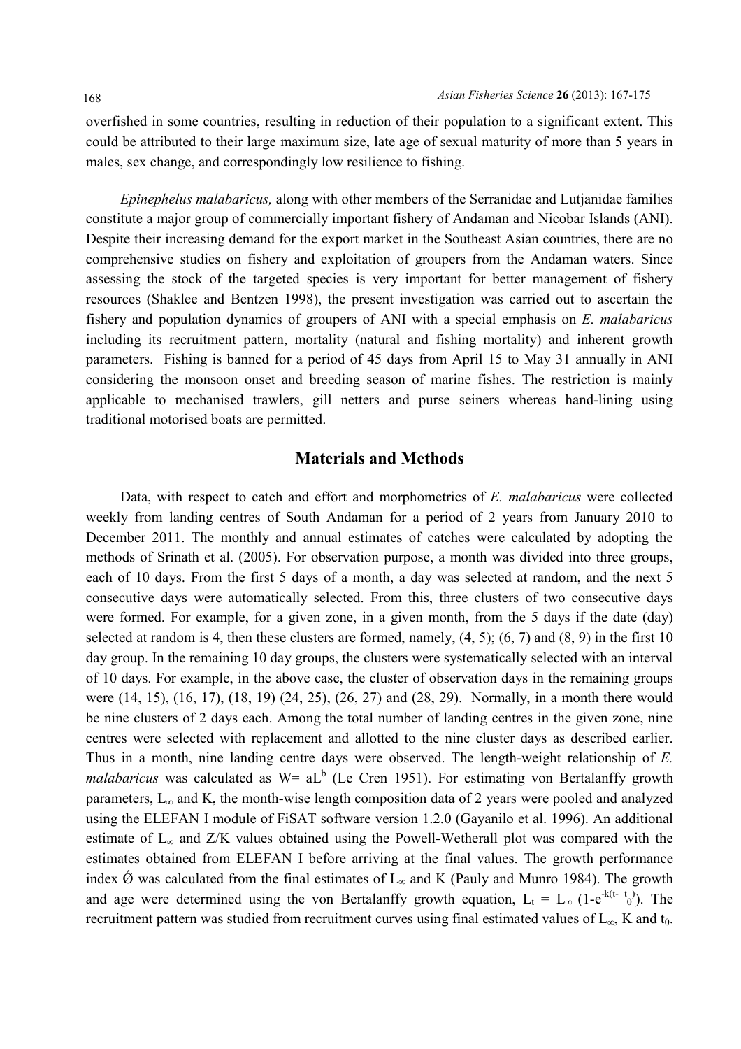overfished in some countries, resulting in reduction of their population to a significant extent. This could be attributed to their large maximum size, late age of sexual maturity of more than 5 years in males, sex change, and correspondingly low resilience to fishing.

*Epinephelus malabaricus,* along with other members of the Serranidae and Lutjanidae families constitute a major group of commercially important fishery of Andaman and Nicobar Islands (ANI). Despite their increasing demand for the export market in the Southeast Asian countries, there are no comprehensive studies on fishery and exploitation of groupers from the Andaman waters. Since assessing the stock of the targeted species is very important for better management of fishery resources (Shaklee and Bentzen 1998), the present investigation was carried out to ascertain the fishery and population dynamics of groupers of ANI with a special emphasis on *E. malabaricus* including its recruitment pattern, mortality (natural and fishing mortality) and inherent growth parameters. Fishing is banned for a period of 45 days from April 15 to May 31 annually in ANI considering the monsoon onset and breeding season of marine fishes. The restriction is mainly applicable to mechanised trawlers, gill netters and purse seiners whereas hand-lining using traditional motorised boats are permitted.

## Materials and Methods

Data, with respect to catch and effort and morphometrics of *E. malabaricus* were collected weekly from landing centres of South Andaman for a period of 2 years from January 2010 to December 2011. The monthly and annual estimates of catches were calculated by adopting the methods of Srinath et al. (2005). For observation purpose, a month was divided into three groups, each of 10 days. From the first 5 days of a month, a day was selected at random, and the next 5 consecutive days were automatically selected. From this, three clusters of two consecutive days were formed. For example, for a given zone, in a given month, from the 5 days if the date (day) selected at random is 4, then these clusters are formed, namely, (4, 5); (6, 7) and (8, 9) in the first 10 day group. In the remaining 10 day groups, the clusters were systematically selected with an interval of 10 days. For example, in the above case, the cluster of observation days in the remaining groups were (14, 15), (16, 17), (18, 19) (24, 25), (26, 27) and (28, 29). Normally, in a month there would be nine clusters of 2 days each. Among the total number of landing centres in the given zone, nine centres were selected with replacement and allotted to the nine cluster days as described earlier. Thus in a month, nine landing centre days were observed. The length-weight relationship of *E. malabaricus* was calculated as $W = aL^b$ (Le Cren 1951). For estimating von Bertalanffy growth parameters, $L_\infty$ and K, the month-wise length composition data of 2 years were pooled and analyzed using the ELEFAN I module of FiSAT software version 1.2.0 (Gayanilo et al. 1996). An additional estimate of $L_\infty$ and Z/K values obtained using the Powell-Wetherall plot was compared with the estimates obtained from ELEFAN I before arriving at the final values. The growth performance index Ǿ was calculated from the final estimates of $L_\infty$ and K (Pauly and Munro 1984). The growth and age were determined using the von Bertalanffy growth equation, $L_t = L_\infty\ (1-e^{-k(t-t_0)})$. The recruitment pattern was studied from recruitment curves using final estimated values of $L_\infty$, K and $t_0$.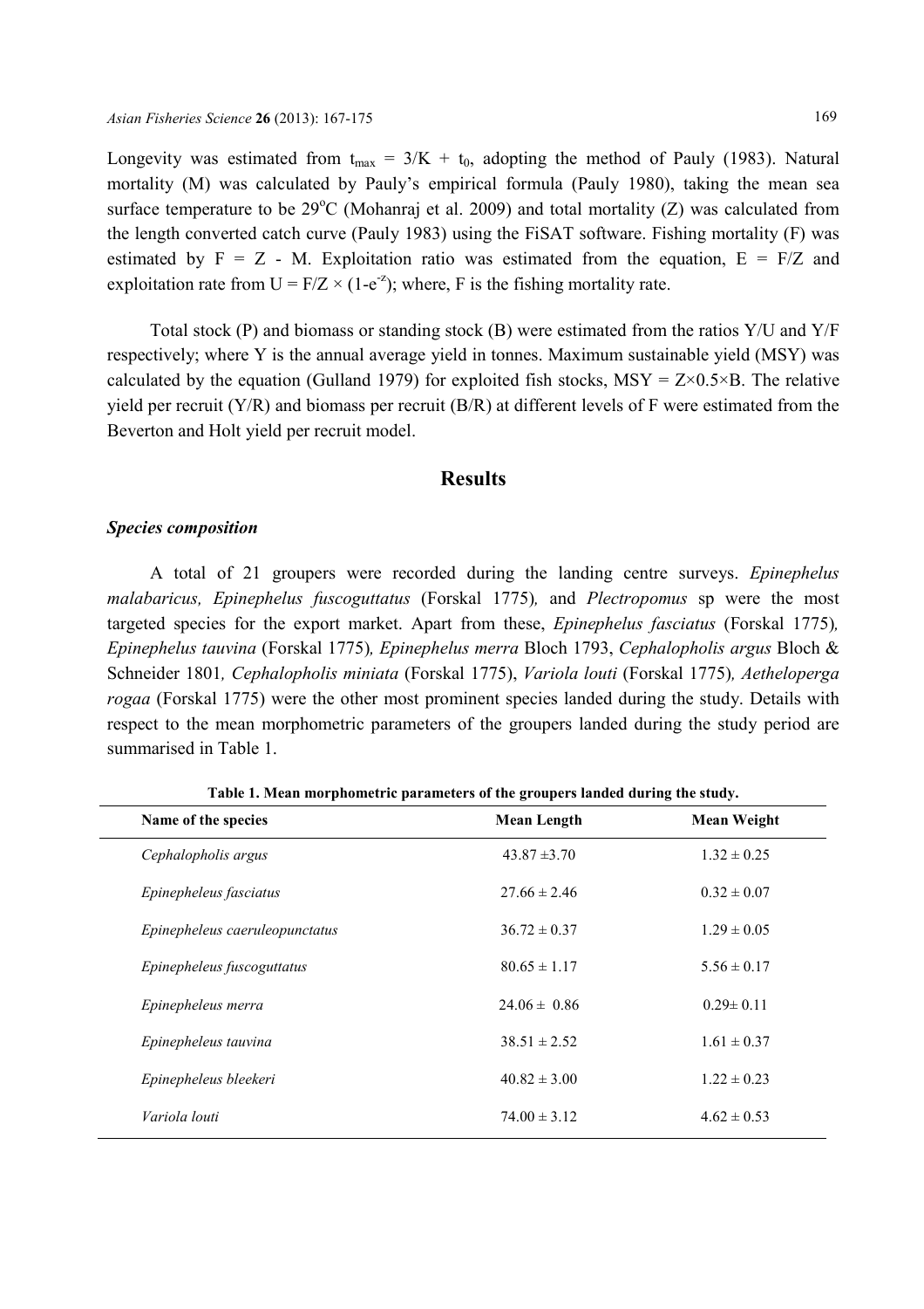Longevity was estimated from $t_{max} = 3/K + t_0$, adopting the method of Pauly (1983). Natural mortality (M) was calculated by Pauly's empirical formula (Pauly 1980), taking the mean sea surface temperature to be 29°C (Mohanraj et al. 2009) and total mortality (Z) was calculated from the length converted catch curve (Pauly 1983) using the FiSAT software. Fishing mortality (F) was estimated by $F = Z - M$. Exploitation ratio was estimated from the equation, $E = F/Z$ and exploitation rate from $U = F/Z \times (1-e^{-z})$; where, F is the fishing mortality rate.

Total stock (P) and biomass or standing stock (B) were estimated from the ratios Y/U and Y/F respectively; where Y is the annual average yield in tonnes. Maximum sustainable yield (MSY) was calculated by the equation (Gulland 1979) for exploited fish stocks, $MSY = Z \times 0.5 \times B$. The relative yield per recruit (Y/R) and biomass per recruit (B/R) at different levels of F were estimated from the Beverton and Holt yield per recruit model.

## Results

### *Species composition*

A total of 21 groupers were recorded during the landing centre surveys. *Epinephelus malabaricus, Epinephelus fuscoguttatus* (Forskal 1775)*,* and *Plectropomus* sp were the most targeted species for the export market. Apart from these, *Epinephelus fasciatus* (Forskal 1775)*, Epinephelus tauvina* (Forskal 1775)*, Epinephelus merra* Bloch 1793, *Cephalopholis argus* Bloch & Schneider 1801*, Cephalopholis miniata* (Forskal 1775), *Variola louti* (Forskal 1775)*, Aetheloperga rogaa* (Forskal 1775) were the other most prominent species landed during the study. Details with respect to the mean morphometric parameters of the groupers landed during the study period are summarised in Table 1.

**Table 1. Mean morphometric parameters of the groupers landed during the study.**

| Name of the species | Mean Length | Mean Weight |
|---|---|---|
| *Cephalopholis argus* | 43.87 ±3.70 | 1.32 ± 0.25 |
| *Epinepheleus fasciatus* | 27.66 ± 2.46 | 0.32 ± 0.07 |
| *Epinepheleus caeruleopunctatus* | 36.72 ± 0.37 | 1.29 ± 0.05 |
| *Epinepheleus fuscoguttatus* | 80.65 ± 1.17 | 5.56 ± 0.17 |
| *Epinepheleus merra* | 24.06 ± 0.86 | 0.29± 0.11 |
| *Epinepheleus tauvina* | 38.51 ± 2.52 | 1.61 ± 0.37 |
| *Epinepheleus bleekeri* | 40.82 ± 3.00 | 1.22 ± 0.23 |
| *Variola louti* | 74.00 ± 3.12 | 4.62 ± 0.53 |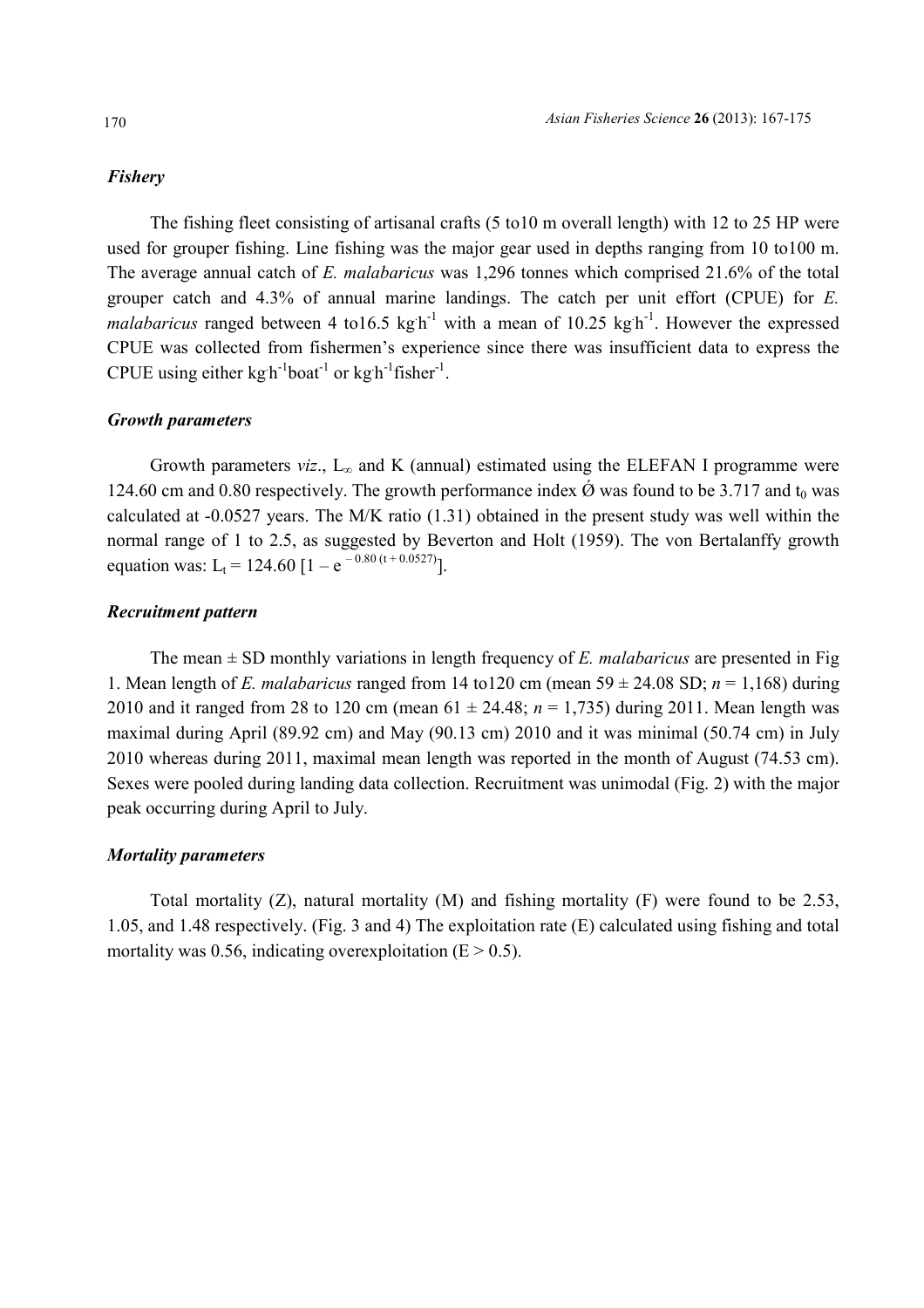### *Fishery*

The fishing fleet consisting of artisanal crafts (5 to10 m overall length) with 12 to 25 HP were used for grouper fishing. Line fishing was the major gear used in depths ranging from 10 to100 m. The average annual catch of *E. malabaricus* was 1,296 tonnes which comprised 21.6% of the total grouper catch and 4.3% of annual marine landings. The catch per unit effort (CPUE) for *E. malabaricus* ranged between 4 to16.5 $kg \cdot h^{-1}$ with a mean of 10.25 $kg \cdot h^{-1}$. However the expressed CPUE was collected from fishermen's experience since there was insufficient data to express the CPUE using either $kg \cdot h^{-1} boat^{-1}$ or $kg \cdot h^{-1} fisher^{-1}$.

### *Growth parameters*

Growth parameters *viz*., $L_\infty$ and K (annual) estimated using the ELEFAN I programme were 124.60 cm and 0.80 respectively. The growth performance index $\acute{Ø}$ was found to be 3.717 and $t_0$ was calculated at -0.0527 years. The M/K ratio (1.31) obtained in the present study was well within the normal range of 1 to 2.5, as suggested by Beverton and Holt (1959). The von Bertalanffy growth equation was: $L_t = 124.60\ [1 - e^{-0.80\ (t + 0.0527)}]$.

### *Recruitment pattern*

The mean ± SD monthly variations in length frequency of *E. malabaricus* are presented in Fig 1. Mean length of *E. malabaricus* ranged from 14 to120 cm (mean 59 ± 24.08 SD; $n$ = 1,168) during 2010 and it ranged from 28 to 120 cm (mean 61 ± 24.48; $n$ = 1,735) during 2011. Mean length was maximal during April (89.92 cm) and May (90.13 cm) 2010 and it was minimal (50.74 cm) in July 2010 whereas during 2011, maximal mean length was reported in the month of August (74.53 cm). Sexes were pooled during landing data collection. Recruitment was unimodal (Fig. 2) with the major peak occurring during April to July.

### *Mortality parameters*

Total mortality (Z), natural mortality (M) and fishing mortality (F) were found to be 2.53, 1.05, and 1.48 respectively. (Fig. 3 and 4) The exploitation rate (E) calculated using fishing and total mortality was 0.56, indicating overexploitation ($E > 0.5$).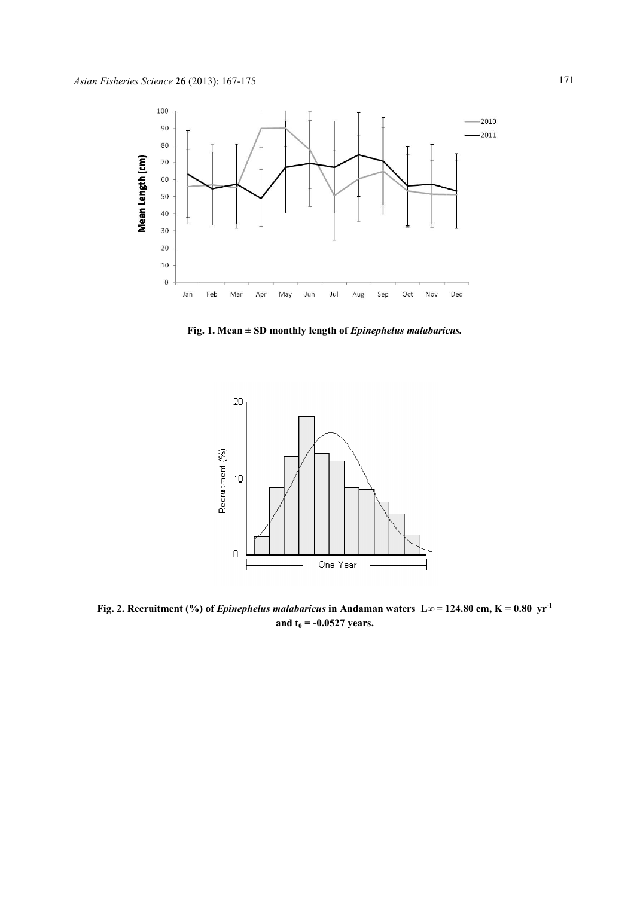**Fig. 1. Mean ± SD monthly length of *Epinephelus malabaricus.***

**Fig. 2. Recruitment (%) of *Epinephelus malabaricus* in Andaman waters $L_\infty = 124.80$ cm, $K = 0.80$ $yr^{-1}$ and $t_0 = -0.0527$ years.**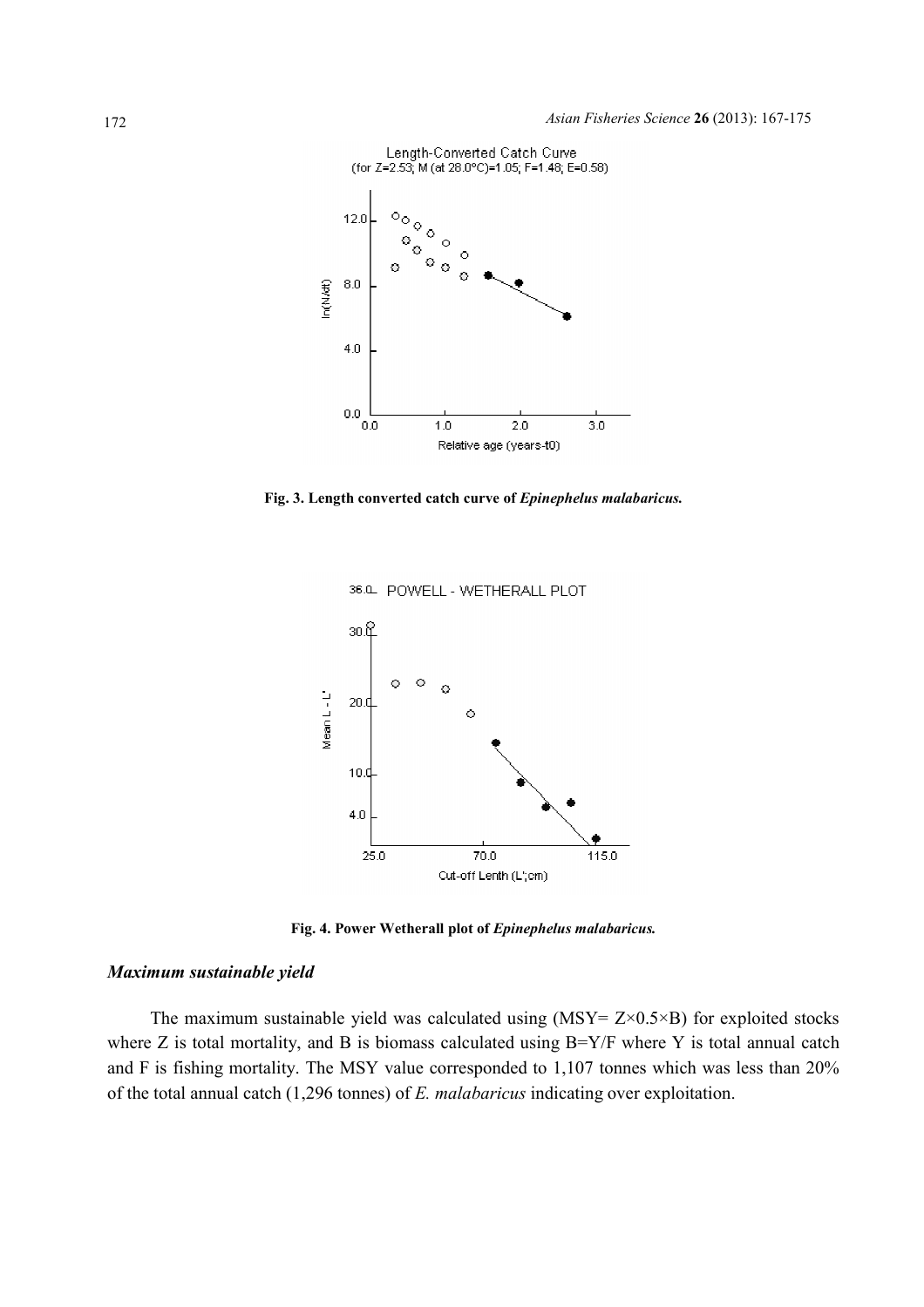**Fig. 3. Length converted catch curve of *Epinephelus malabaricus.***

**Fig. 4. Power Wetherall plot of *Epinephelus malabaricus.***

### *Maximum sustainable yield*

The maximum sustainable yield was calculated using ($MSY = Z \times 0.5 \times B$) for exploited stocks where Z is total mortality, and B is biomass calculated using $B = Y/F$ where Y is total annual catch and F is fishing mortality. The MSY value corresponded to 1,107 tonnes which was less than 20% of the total annual catch (1,296 tonnes) of *E. malabaricus* indicating over exploitation.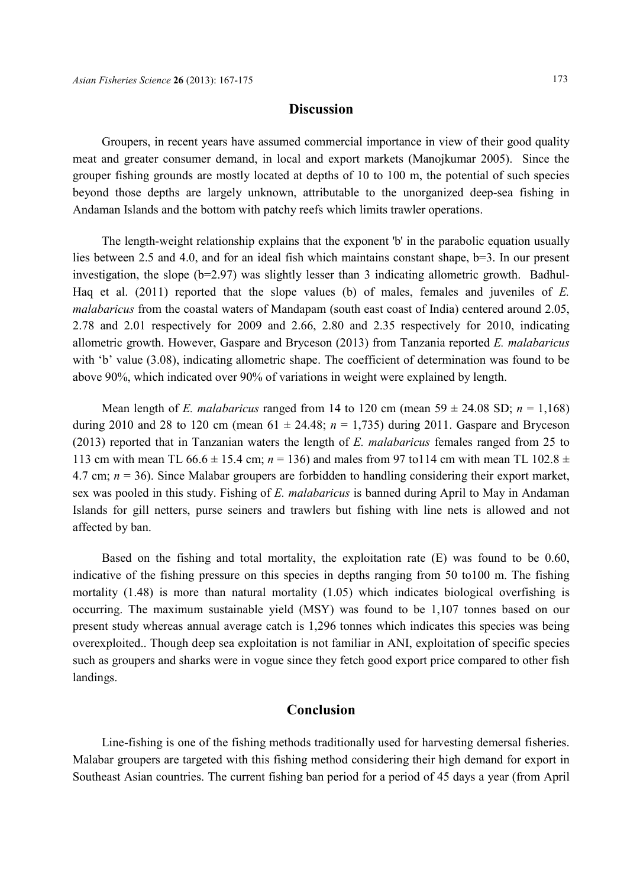## Discussion

Groupers, in recent years have assumed commercial importance in view of their good quality meat and greater consumer demand, in local and export markets (Manojkumar 2005). Since the grouper fishing grounds are mostly located at depths of 10 to 100 m, the potential of such species beyond those depths are largely unknown, attributable to the unorganized deep-sea fishing in Andaman Islands and the bottom with patchy reefs which limits trawler operations.

The length-weight relationship explains that the exponent 'b' in the parabolic equation usually lies between 2.5 and 4.0, and for an ideal fish which maintains constant shape, b=3. In our present investigation, the slope (b=2.97) was slightly lesser than 3 indicating allometric growth. Badhul-Haq et al. (2011) reported that the slope values (b) of males, females and juveniles of *E. malabaricus* from the coastal waters of Mandapam (south east coast of India) centered around 2.05, 2.78 and 2.01 respectively for 2009 and 2.66, 2.80 and 2.35 respectively for 2010, indicating allometric growth. However, Gaspare and Bryceson (2013) from Tanzania reported *E. malabaricus* with 'b' value (3.08), indicating allometric shape. The coefficient of determination was found to be above 90%, which indicated over 90% of variations in weight were explained by length.

Mean length of *E. malabaricus* ranged from 14 to 120 cm (mean 59 ± 24.08 SD; *n* = 1,168) during 2010 and 28 to 120 cm (mean 61 ± 24.48; *n* = 1,735) during 2011. Gaspare and Bryceson (2013) reported that in Tanzanian waters the length of *E. malabaricus* females ranged from 25 to 113 cm with mean TL 66.6 ± 15.4 cm; *n* = 136) and males from 97 to114 cm with mean TL 102.8 ± 4.7 cm; *n* = 36). Since Malabar groupers are forbidden to handling considering their export market, sex was pooled in this study. Fishing of *E. malabaricus* is banned during April to May in Andaman Islands for gill netters, purse seiners and trawlers but fishing with line nets is allowed and not affected by ban.

Based on the fishing and total mortality, the exploitation rate (E) was found to be 0.60, indicative of the fishing pressure on this species in depths ranging from 50 to100 m. The fishing mortality (1.48) is more than natural mortality (1.05) which indicates biological overfishing is occurring. The maximum sustainable yield (MSY) was found to be 1,107 tonnes based on our present study whereas annual average catch is 1,296 tonnes which indicates this species was being overexploited.. Though deep sea exploitation is not familiar in ANI, exploitation of specific species such as groupers and sharks were in vogue since they fetch good export price compared to other fish landings.

## Conclusion

Line-fishing is one of the fishing methods traditionally used for harvesting demersal fisheries. Malabar groupers are targeted with this fishing method considering their high demand for export in Southeast Asian countries. The current fishing ban period for a period of 45 days a year (from April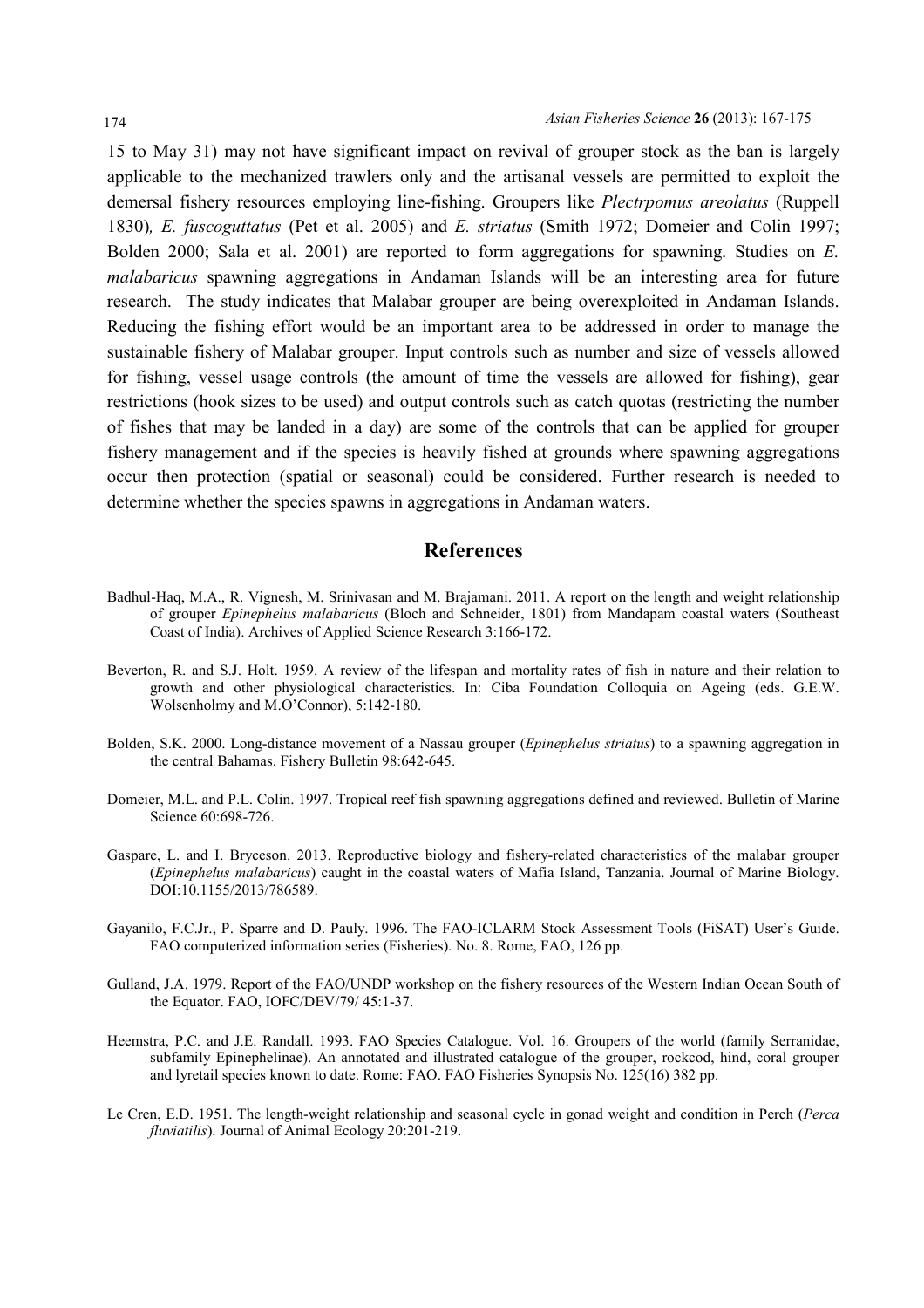15 to May 31) may not have significant impact on revival of grouper stock as the ban is largely applicable to the mechanized trawlers only and the artisanal vessels are permitted to exploit the demersal fishery resources employing line-fishing. Groupers like *Plectrpomus areolatus* (Ruppell 1830)*, E. fuscoguttatus* (Pet et al. 2005) and *E. striatus* (Smith 1972; Domeier and Colin 1997; Bolden 2000; Sala et al. 2001) are reported to form aggregations for spawning. Studies on *E. malabaricus* spawning aggregations in Andaman Islands will be an interesting area for future research. The study indicates that Malabar grouper are being overexploited in Andaman Islands. Reducing the fishing effort would be an important area to be addressed in order to manage the sustainable fishery of Malabar grouper. Input controls such as number and size of vessels allowed for fishing, vessel usage controls (the amount of time the vessels are allowed for fishing), gear restrictions (hook sizes to be used) and output controls such as catch quotas (restricting the number of fishes that may be landed in a day) are some of the controls that can be applied for grouper fishery management and if the species is heavily fished at grounds where spawning aggregations occur then protection (spatial or seasonal) could be considered. Further research is needed to determine whether the species spawns in aggregations in Andaman waters.

## References

Badhul-Haq, M.A., R. Vignesh, M. Srinivasan and M. Brajamani. 2011. A report on the length and weight relationship of grouper *Epinephelus malabaricus* (Bloch and Schneider, 1801) from Mandapam coastal waters (Southeast Coast of India). Archives of Applied Science Research 3:166-172.

Beverton, R. and S.J. Holt. 1959. A review of the lifespan and mortality rates of fish in nature and their relation to growth and other physiological characteristics. In: Ciba Foundation Colloquia on Ageing (eds. G.E.W. Wolsenholmy and M.O'Connor), 5:142-180.

Bolden, S.K. 2000. Long-distance movement of a Nassau grouper (*Epinephelus striatus*) to a spawning aggregation in the central Bahamas. Fishery Bulletin 98:642-645.

Domeier, M.L. and P.L. Colin. 1997. Tropical reef fish spawning aggregations defined and reviewed. Bulletin of Marine Science 60:698-726.

Gaspare, L. and I. Bryceson. 2013. Reproductive biology and fishery-related characteristics of the malabar grouper (*Epinephelus malabaricus*) caught in the coastal waters of Mafia Island, Tanzania. Journal of Marine Biology. DOI:10.1155/2013/786589.

Gayanilo, F.C.Jr., P. Sparre and D. Pauly. 1996. The FAO-ICLARM Stock Assessment Tools (FiSAT) User's Guide. FAO computerized information series (Fisheries). No. 8. Rome, FAO, 126 pp.

Gulland, J.A. 1979. Report of the FAO/UNDP workshop on the fishery resources of the Western Indian Ocean South of the Equator. FAO, IOFC/DEV/79/ 45:1-37.

Heemstra, P.C. and J.E. Randall. 1993. FAO Species Catalogue. Vol. 16. Groupers of the world (family Serranidae, subfamily Epinephelinae). An annotated and illustrated catalogue of the grouper, rockcod, hind, coral grouper and lyretail species known to date. Rome: FAO. FAO Fisheries Synopsis No. 125(16) 382 pp.

Le Cren, E.D. 1951. The length-weight relationship and seasonal cycle in gonad weight and condition in Perch (*Perca fluviatilis*). Journal of Animal Ecology 20:201-219.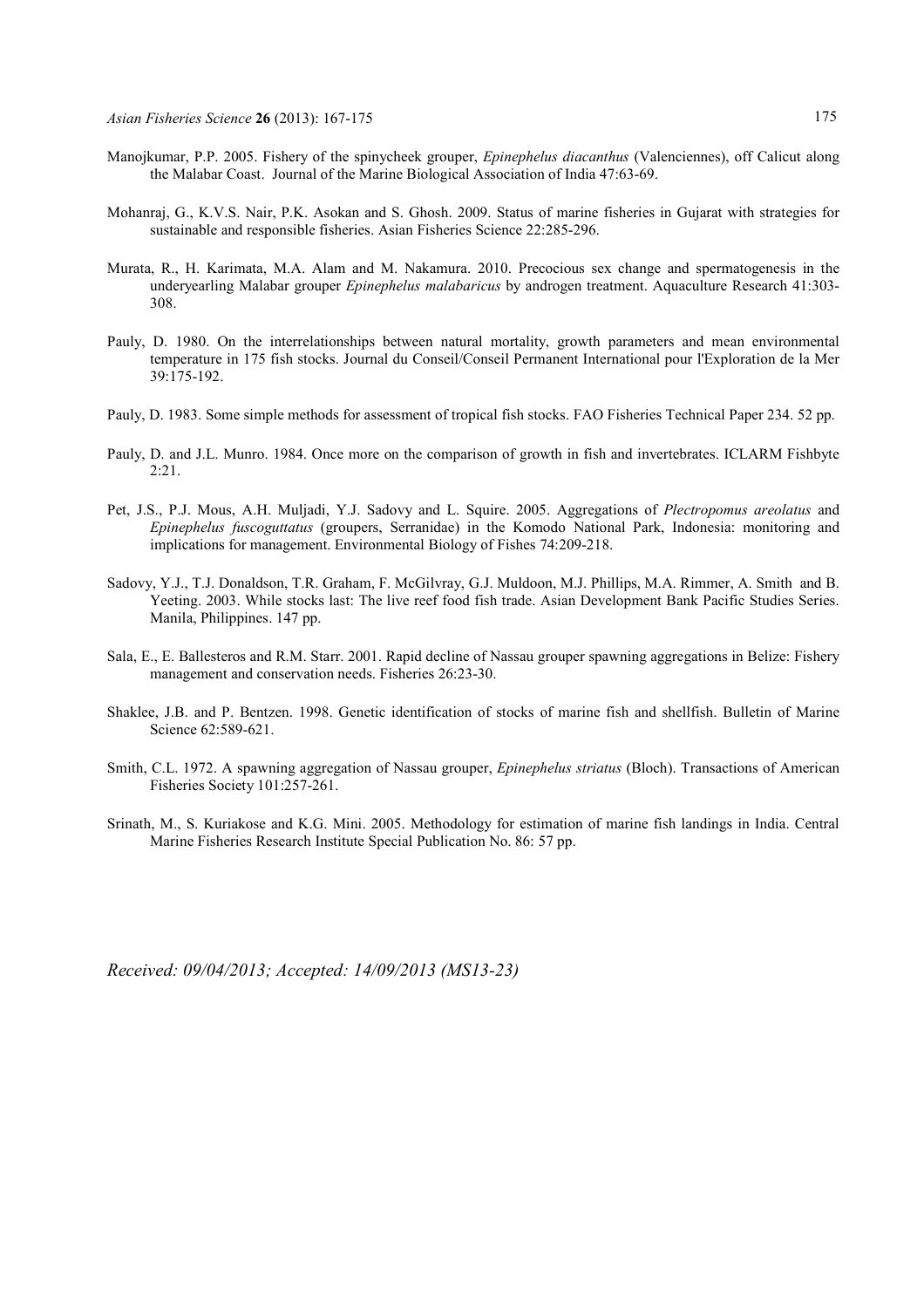Manojkumar, P.P. 2005. Fishery of the spinycheek grouper, *Epinephelus diacanthus* (Valenciennes), off Calicut along the Malabar Coast. Journal of the Marine Biological Association of India 47:63-69.

Mohanraj, G., K.V.S. Nair, P.K. Asokan and S. Ghosh. 2009. Status of marine fisheries in Gujarat with strategies for sustainable and responsible fisheries. Asian Fisheries Science 22:285-296.

Murata, R., H. Karimata, M.A. Alam and M. Nakamura. 2010. Precocious sex change and spermatogenesis in the underyearling Malabar grouper *Epinephelus malabaricus* by androgen treatment. Aquaculture Research 41:303-308.

Pauly, D. 1980. On the interrelationships between natural mortality, growth parameters and mean environmental temperature in 175 fish stocks. Journal du Conseil/Conseil Permanent International pour l'Exploration de la Mer 39:175-192.

Pauly, D. 1983. Some simple methods for assessment of tropical fish stocks. FAO Fisheries Technical Paper 234. 52 pp.

Pauly, D. and J.L. Munro. 1984. Once more on the comparison of growth in fish and invertebrates. ICLARM Fishbyte 2:21.

Pet, J.S., P.J. Mous, A.H. Muljadi, Y.J. Sadovy and L. Squire. 2005. Aggregations of *Plectropomus areolatus* and *Epinephelus fuscoguttatus* (groupers, Serranidae) in the Komodo National Park, Indonesia: monitoring and implications for management. Environmental Biology of Fishes 74:209-218.

Sadovy, Y.J., T.J. Donaldson, T.R. Graham, F. McGilvray, G.J. Muldoon, M.J. Phillips, M.A. Rimmer, A. Smith and B. Yeeting. 2003. While stocks last: The live reef food fish trade. Asian Development Bank Pacific Studies Series. Manila, Philippines. 147 pp.

Sala, E., E. Ballesteros and R.M. Starr. 2001. Rapid decline of Nassau grouper spawning aggregations in Belize: Fishery management and conservation needs. Fisheries 26:23-30.

Shaklee, J.B. and P. Bentzen. 1998. Genetic identification of stocks of marine fish and shellfish. Bulletin of Marine Science 62:589-621.

Smith, C.L. 1972. A spawning aggregation of Nassau grouper, *Epinephelus striatus* (Bloch). Transactions of American Fisheries Society 101:257-261.

Srinath, M., S. Kuriakose and K.G. Mini. 2005. Methodology for estimation of marine fish landings in India. Central Marine Fisheries Research Institute Special Publication No. 86: 57 pp.

*Received: 09/04/2013; Accepted: 14/09/2013 (MS13-23)*